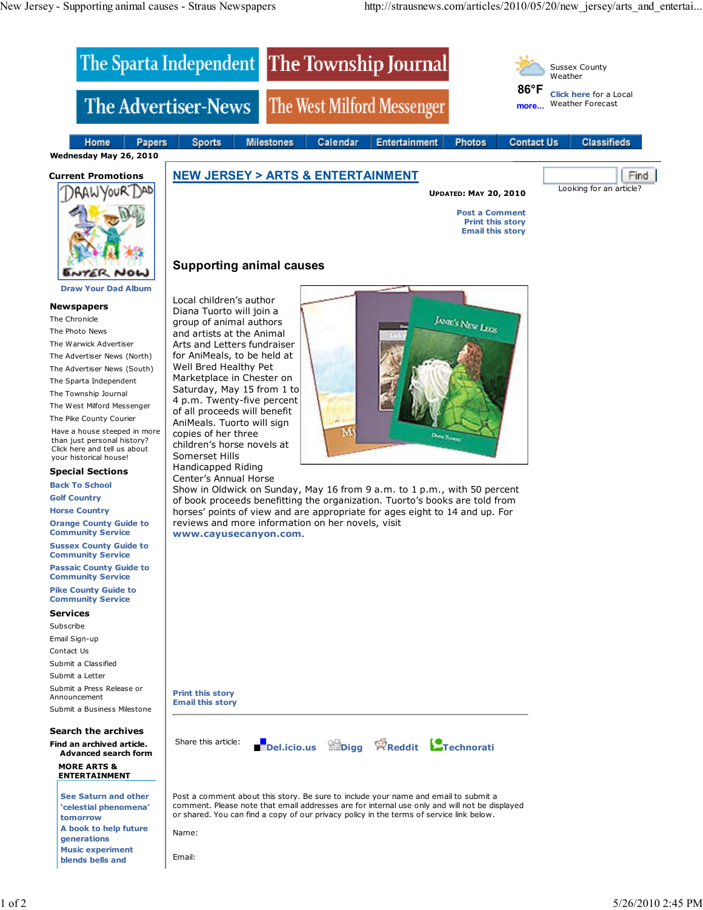The Sparta Independent | The Township Journal | The Advertiser-News | The West Milford Messenger

Sussex County Weather

86°F

more...

Click here for a Local Weather Forecast

Home | Papers | Sports | Milestones | Calendar | Entertainment | Photos | Contact Us | Classifieds

Wednesday May 26, 2010

**Current Promotions**

Draw Your Dad Album

**Newspapers**

The Chronicle
The Photo News
The Warwick Advertiser
The Advertiser News (North)
The Advertiser News (South)
The Sparta Independent
The Township Journal
The West Milford Messenger
The Pike County Courier

Have a house steeped in more than just personal history? Click here and tell us about your historical house!

**Special Sections**

Back To School
Golf Country
Horse Country
Orange County Guide to Community Service
Sussex County Guide to Community Service
Passaic County Guide to Community Service
Pike County Guide to Community Service

**Services**

Subscribe
Email Sign-up
Contact Us
Submit a Classified
Submit a Letter
Submit a Press Release or Announcement
Submit a Business Milestone

**Search the archives**

**Find an archived article.**
**Advanced search form**

**MORE ARTS & ENTERTAINMENT**

See Saturn and other 'celestial phenomena' tomorrow
A book to help future generations
Music experiment blends bells and

## NEW JERSEY > ARTS & ENTERTAINMENT

Find

Looking for an article?

**UPDATED: MAY 20, 2010**

Post a Comment
Print this story
Email this story

## Supporting animal causes

Local children's author Diana Tuorto will join a group of animal authors and artists at the Animal Arts and Letters fundraiser for AniMeals, to be held at Well Bred Healthy Pet Marketplace in Chester on Saturday, May 15 from 1 to 4 p.m. Twenty-five percent of all proceeds will benefit AniMeals. Tuorto will sign copies of her three children's horse novels at Somerset Hills Handicapped Riding Center's Annual Horse Show in Oldwick on Sunday, May 16 from 9 a.m. to 1 p.m., with 50 percent of book proceeds benefitting the organization. Tuorto's books are told from horses' points of view and are appropriate for ages eight to 14 and up. For reviews and more information on her novels, visit **www.cayusecanyon.com**.

Print this story
Email this story

Share this article: Del.icio.us Digg Reddit Technorati

Post a comment about this story. Be sure to include your name and email to submit a comment. Please note that email addresses are for internal use only and will not be displayed or shared. You can find a copy of our privacy policy in the terms of service link below.

Name:

Email: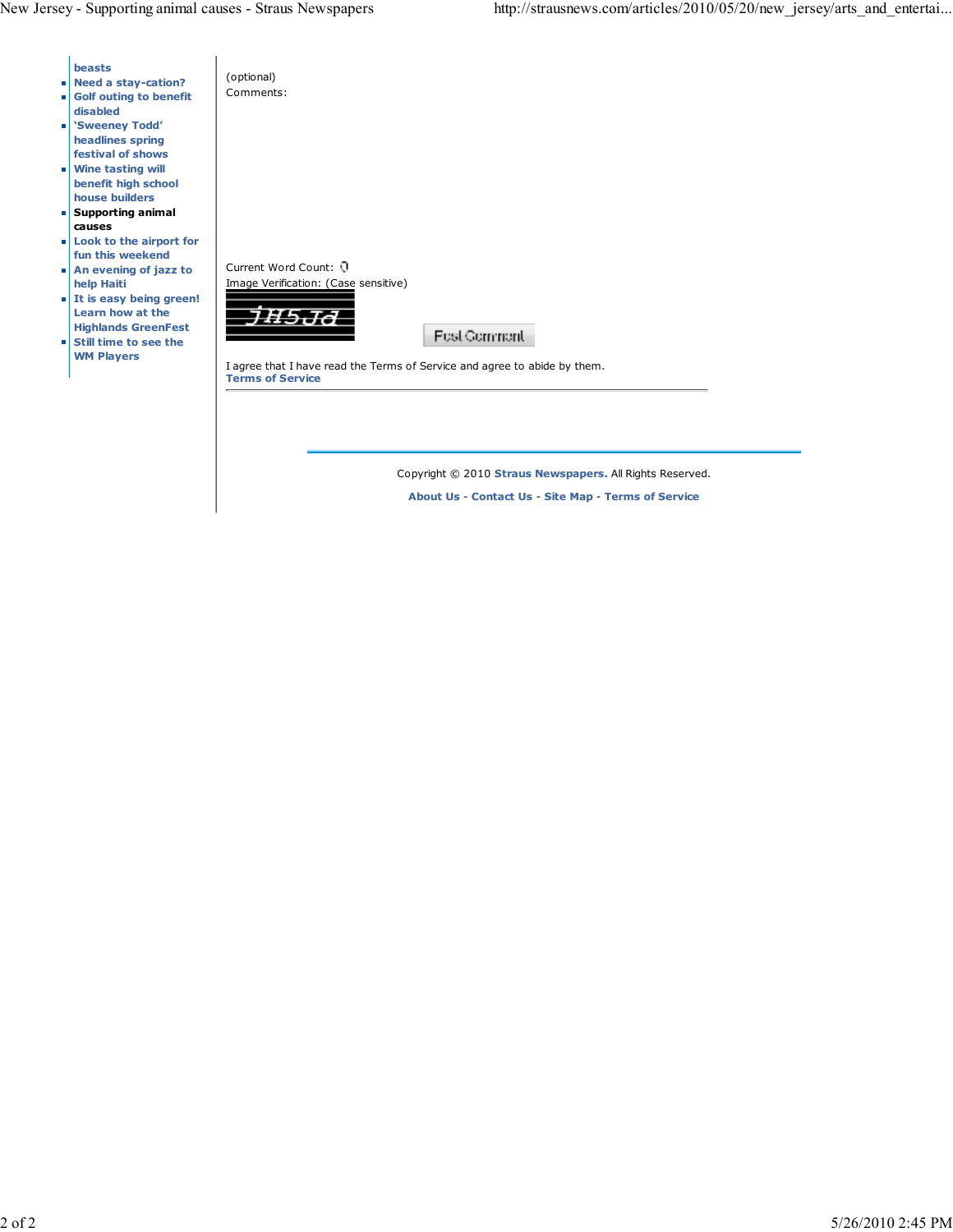beasts

- Need a stay-cation?
- Golf outing to benefit disabled
- 'Sweeney Todd' headlines spring festival of shows
- Wine tasting will benefit high school house builders
- **Supporting animal causes**
- Look to the airport for fun this weekend
- An evening of jazz to help Haiti
- It is easy being green! Learn how at the Highlands GreenFest
- Still time to see the WM Players

(optional)

Comments:

Current Word Count: 0

Image Verification: (Case sensitive)

Post Comment

I agree that I have read the Terms of Service and agree to abide by them.

Terms of Service

---

Copyright © 2010 **Straus Newspapers.** All Rights Reserved.

**About Us - Contact Us - Site Map - Terms of Service**